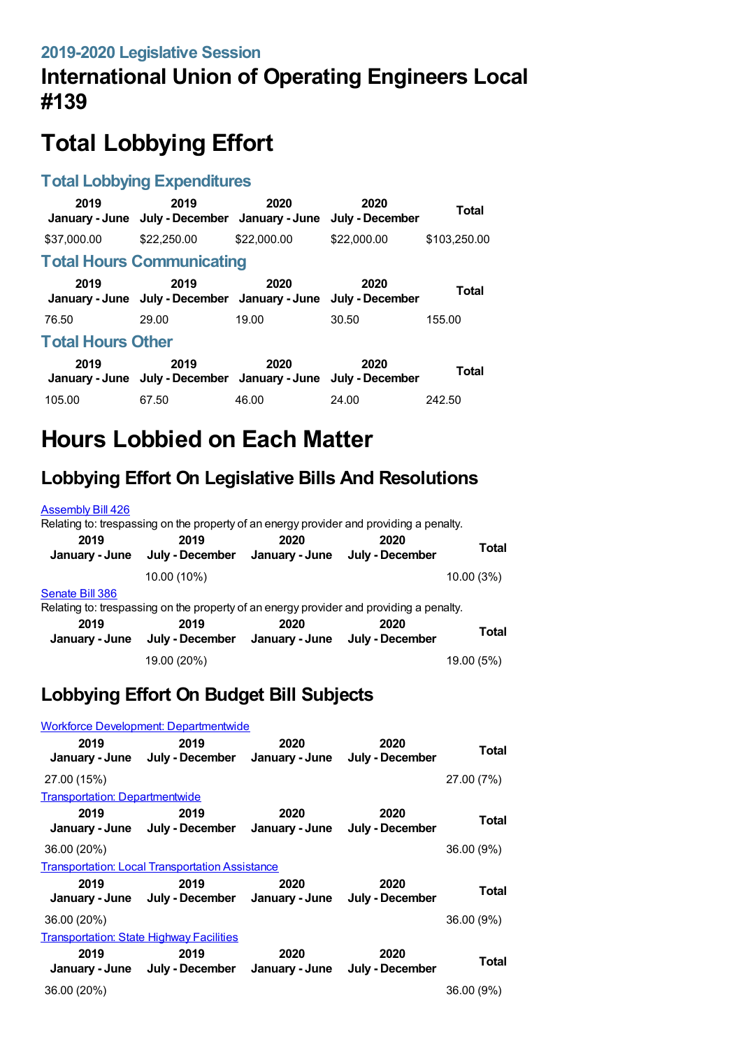### 2019-2020 Legislative Session

## International Union of Operating Engineers Local #139

# Total Lobbying Effort

### Total Lobbying Expenditures

| 2019 January - June | 2019 July - December | 2020 January - June | 2020 July - December | Total |
|---|---|---|---|---|
| $37,000.00 | $22,250.00 | $22,000.00 | $22,000.00 | $103,250.00 |

### Total Hours Communicating

| 2019 January - June | 2019 July - December | 2020 January - June | 2020 July - December | Total |
|---|---|---|---|---|
| 76.50 | 29.00 | 19.00 | 30.50 | 155.00 |

### Total Hours Other

| 2019 January - June | 2019 July - December | 2020 January - June | 2020 July - December | Total |
|---|---|---|---|---|
| 105.00 | 67.50 | 46.00 | 24.00 | 242.50 |

# Hours Lobbied on Each Matter

## Lobbying Effort On Legislative Bills And Resolutions

Assembly Bill 426

Relating to: trespassing on the property of an energy provider and providing a penalty.

| 2019 January - June | 2019 July - December | 2020 January - June | 2020 July - December | Total |
|---|---|---|---|---|
| | 10.00 (10%) | | | 10.00 (3%) |

Senate Bill 386

Relating to: trespassing on the property of an energy provider and providing a penalty.

| 2019 January - June | 2019 July - December | 2020 January - June | 2020 July - December | Total |
|---|---|---|---|---|
| | 19.00 (20%) | | | 19.00 (5%) |

## Lobbying Effort On Budget Bill Subjects

Workforce Development: Departmentwide

| 2019 January - June | 2019 July - December | 2020 January - June | 2020 July - December | Total |
|---|---|---|---|---|
| 27.00 (15%) | | | | 27.00 (7%) |

Transportation: Departmentwide

| 2019 January - June | 2019 July - December | 2020 January - June | 2020 July - December | Total |
|---|---|---|---|---|
| 36.00 (20%) | | | | 36.00 (9%) |

Transportation: Local Transportation Assistance

| 2019 January - June | 2019 July - December | 2020 January - June | 2020 July - December | Total |
|---|---|---|---|---|
| 36.00 (20%) | | | | 36.00 (9%) |

Transportation: State Highway Facilities

| 2019 January - June | 2019 July - December | 2020 January - June | 2020 July - December | Total |
|---|---|---|---|---|
| 36.00 (20%) | | | | 36.00 (9%) |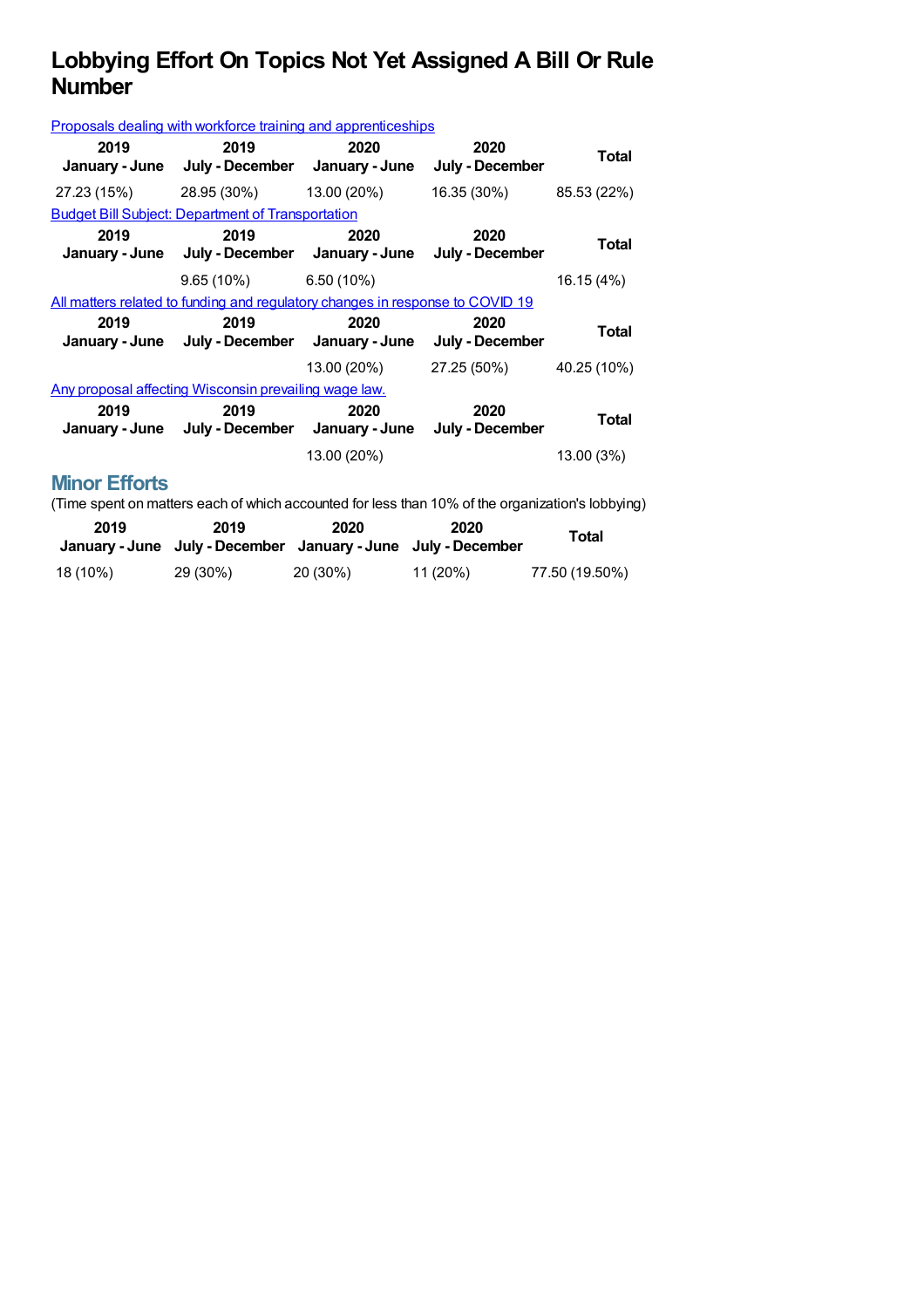# Lobbying Effort On Topics Not Yet Assigned A Bill Or Rule Number

Proposals dealing with workforce training and apprenticeships

| 2019 January - June | 2019 July - December | 2020 January - June | 2020 July - December | Total |
|---|---|---|---|---|
| 27.23 (15%) | 28.95 (30%) | 13.00 (20%) | 16.35 (30%) | 85.53 (22%) |

Budget Bill Subject: Department of Transportation

| 2019 January - June | 2019 July - December | 2020 January - June | 2020 July - December | Total |
|---|---|---|---|---|
| | 9.65 (10%) | 6.50 (10%) | | 16.15 (4%) |

All matters related to funding and regulatory changes in response to COVID 19

| 2019 January - June | 2019 July - December | 2020 January - June | 2020 July - December | Total |
|---|---|---|---|---|
| | | 13.00 (20%) | 27.25 (50%) | 40.25 (10%) |

Any proposal affecting Wisconsin prevailing wage law.

| 2019 January - June | 2019 July - December | 2020 January - June | 2020 July - December | Total |
|---|---|---|---|---|
| | | 13.00 (20%) | | 13.00 (3%) |

## Minor Efforts

(Time spent on matters each of which accounted for less than 10% of the organization's lobbying)

| 2019 January - June | 2019 July - December | 2020 January - June | 2020 July - December | Total |
|---|---|---|---|---|
| 18 (10%) | 29 (30%) | 20 (30%) | 11 (20%) | 77.50 (19.50%) |